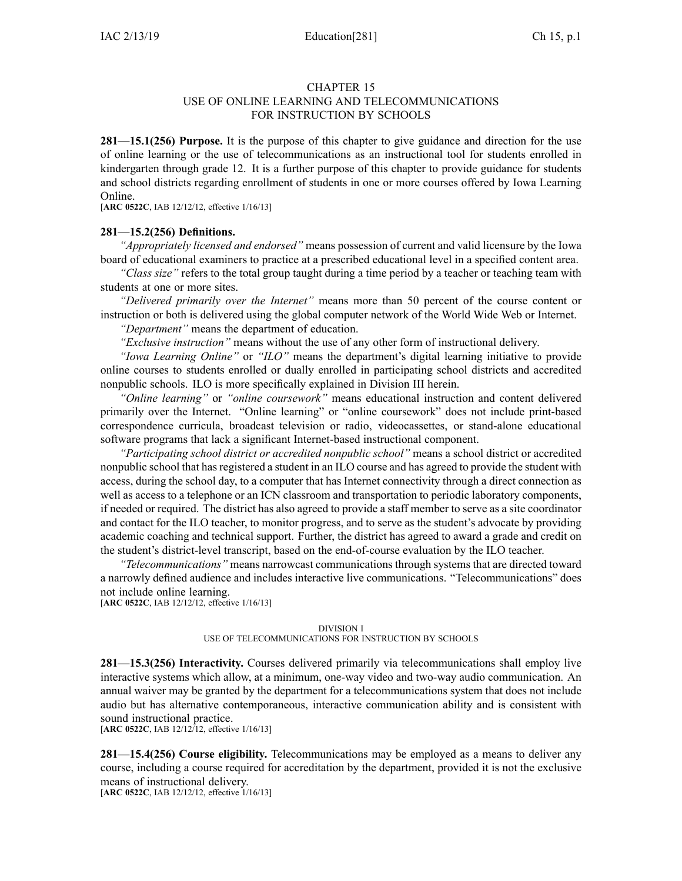# CHAPTER 15
## USE OF ONLINE LEARNING AND TELECOMMUNICATIONS FOR INSTRUCTION BY SCHOOLS

**281—15.1(256) Purpose.** It is the purpose of this chapter to give guidance and direction for the use of online learning or the use of telecommunications as an instructional tool for students enrolled in kindergarten through grade 12. It is a further purpose of this chapter to provide guidance for students and school districts regarding enrollment of students in one or more courses offered by Iowa Learning Online.
[**ARC 0522C**, IAB 12/12/12, effective 1/16/13]

**281—15.2(256) Definitions.**

*"Appropriately licensed and endorsed"* means possession of current and valid licensure by the Iowa board of educational examiners to practice at a prescribed educational level in a specified content area.

*"Class size"* refers to the total group taught during a time period by a teacher or teaching team with students at one or more sites.

*"Delivered primarily over the Internet"* means more than 50 percent of the course content or instruction or both is delivered using the global computer network of the World Wide Web or Internet.

*"Department"* means the department of education.

*"Exclusive instruction"* means without the use of any other form of instructional delivery.

*"Iowa Learning Online"* or *"ILO"* means the department's digital learning initiative to provide online courses to students enrolled or dually enrolled in participating school districts and accredited nonpublic schools. ILO is more specifically explained in Division III herein.

*"Online learning"* or *"online coursework"* means educational instruction and content delivered primarily over the Internet. "Online learning" or "online coursework" does not include print-based correspondence curricula, broadcast television or radio, videocassettes, or stand-alone educational software programs that lack a significant Internet-based instructional component.

*"Participating school district or accredited nonpublic school"* means a school district or accredited nonpublic school that has registered a student in an ILO course and has agreed to provide the student with access, during the school day, to a computer that has Internet connectivity through a direct connection as well as access to a telephone or an ICN classroom and transportation to periodic laboratory components, if needed or required. The district has also agreed to provide a staff member to serve as a site coordinator and contact for the ILO teacher, to monitor progress, and to serve as the student's advocate by providing academic coaching and technical support. Further, the district has agreed to award a grade and credit on the student's district-level transcript, based on the end-of-course evaluation by the ILO teacher.

*"Telecommunications"* means narrowcast communications through systems that are directed toward a narrowly defined audience and includes interactive live communications. "Telecommunications" does not include online learning.
[**ARC 0522C**, IAB 12/12/12, effective 1/16/13]

## DIVISION I
### USE OF TELECOMMUNICATIONS FOR INSTRUCTION BY SCHOOLS

**281—15.3(256) Interactivity.** Courses delivered primarily via telecommunications shall employ live interactive systems which allow, at a minimum, one-way video and two-way audio communication. An annual waiver may be granted by the department for a telecommunications system that does not include audio but has alternative contemporaneous, interactive communication ability and is consistent with sound instructional practice.
[**ARC 0522C**, IAB 12/12/12, effective 1/16/13]

**281—15.4(256) Course eligibility.** Telecommunications may be employed as a means to deliver any course, including a course required for accreditation by the department, provided it is not the exclusive means of instructional delivery.
[**ARC 0522C**, IAB 12/12/12, effective 1/16/13]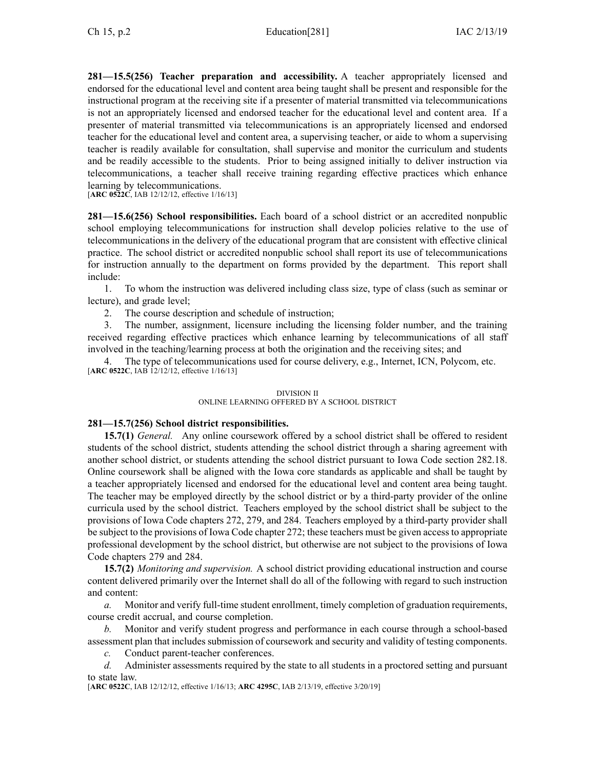**281—15.5(256) Teacher preparation and accessibility.** A teacher appropriately licensed and endorsed for the educational level and content area being taught shall be present and responsible for the instructional program at the receiving site if a presenter of material transmitted via telecommunications is not an appropriately licensed and endorsed teacher for the educational level and content area. If a presenter of material transmitted via telecommunications is an appropriately licensed and endorsed teacher for the educational level and content area, a supervising teacher, or aide to whom a supervising teacher is readily available for consultation, shall supervise and monitor the curriculum and students and be readily accessible to the students. Prior to being assigned initially to deliver instruction via telecommunications, a teacher shall receive training regarding effective practices which enhance learning by telecommunications.
[**ARC 0522C**, IAB 12/12/12, effective 1/16/13]

**281—15.6(256) School responsibilities.** Each board of a school district or an accredited nonpublic school employing telecommunications for instruction shall develop policies relative to the use of telecommunications in the delivery of the educational program that are consistent with effective clinical practice. The school district or accredited nonpublic school shall report its use of telecommunications for instruction annually to the department on forms provided by the department. This report shall include:

1. To whom the instruction was delivered including class size, type of class (such as seminar or lecture), and grade level;
2. The course description and schedule of instruction;
3. The number, assignment, licensure including the licensing folder number, and the training received regarding effective practices which enhance learning by telecommunications of all staff involved in the teaching/learning process at both the origination and the receiving sites; and
4. The type of telecommunications used for course delivery, e.g., Internet, ICN, Polycom, etc.

[**ARC 0522C**, IAB 12/12/12, effective 1/16/13]

DIVISION II
ONLINE LEARNING OFFERED BY A SCHOOL DISTRICT

**281—15.7(256) School district responsibilities.**

**15.7(1)** *General.* Any online coursework offered by a school district shall be offered to resident students of the school district, students attending the school district through a sharing agreement with another school district, or students attending the school district pursuant to Iowa Code section 282.18. Online coursework shall be aligned with the Iowa core standards as applicable and shall be taught by a teacher appropriately licensed and endorsed for the educational level and content area being taught. The teacher may be employed directly by the school district or by a third-party provider of the online curricula used by the school district. Teachers employed by the school district shall be subject to the provisions of Iowa Code chapters 272, 279, and 284. Teachers employed by a third-party provider shall be subject to the provisions of Iowa Code chapter 272; these teachers must be given access to appropriate professional development by the school district, but otherwise are not subject to the provisions of Iowa Code chapters 279 and 284.

**15.7(2)** *Monitoring and supervision.* A school district providing educational instruction and course content delivered primarily over the Internet shall do all of the following with regard to such instruction and content:

*a.* Monitor and verify full-time student enrollment, timely completion of graduation requirements, course credit accrual, and course completion.

*b.* Monitor and verify student progress and performance in each course through a school-based assessment plan that includes submission of coursework and security and validity of testing components.

*c.* Conduct parent-teacher conferences.

*d.* Administer assessments required by the state to all students in a proctored setting and pursuant to state law.

[**ARC 0522C**, IAB 12/12/12, effective 1/16/13; **ARC 4295C**, IAB 2/13/19, effective 3/20/19]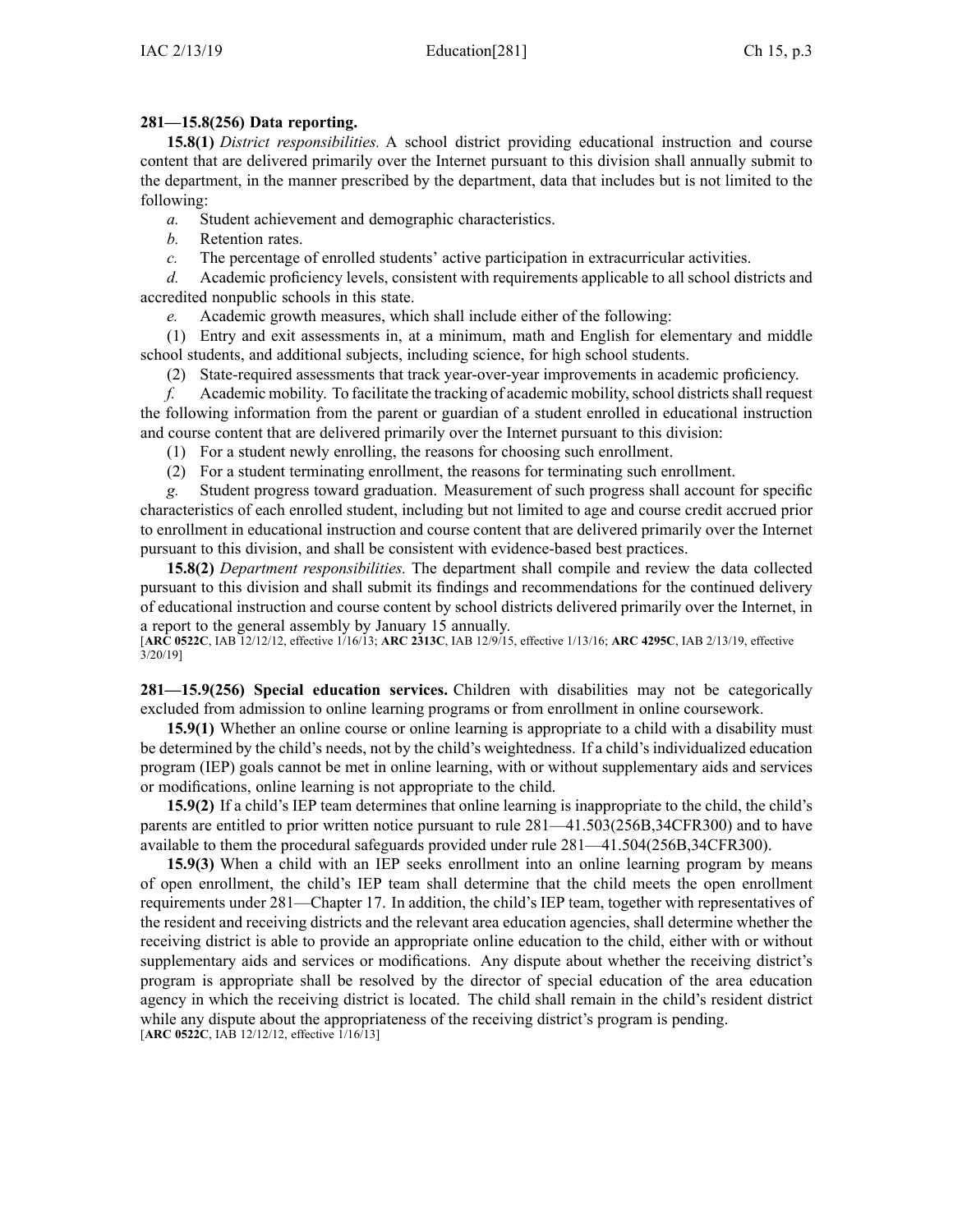**281—15.8(256) Data reporting.**

**15.8(1)** *District responsibilities.* A school district providing educational instruction and course content that are delivered primarily over the Internet pursuant to this division shall annually submit to the department, in the manner prescribed by the department, data that includes but is not limited to the following:

*a.* Student achievement and demographic characteristics.

*b.* Retention rates.

*c.* The percentage of enrolled students' active participation in extracurricular activities.

*d.* Academic proficiency levels, consistent with requirements applicable to all school districts and accredited nonpublic schools in this state.

*e.* Academic growth measures, which shall include either of the following:

(1) Entry and exit assessments in, at a minimum, math and English for elementary and middle school students, and additional subjects, including science, for high school students.

(2) State-required assessments that track year-over-year improvements in academic proficiency.

*f.* Academic mobility. To facilitate the tracking of academic mobility, school districts shall request the following information from the parent or guardian of a student enrolled in educational instruction and course content that are delivered primarily over the Internet pursuant to this division:

(1) For a student newly enrolling, the reasons for choosing such enrollment.

(2) For a student terminating enrollment, the reasons for terminating such enrollment.

*g.* Student progress toward graduation. Measurement of such progress shall account for specific characteristics of each enrolled student, including but not limited to age and course credit accrued prior to enrollment in educational instruction and course content that are delivered primarily over the Internet pursuant to this division, and shall be consistent with evidence-based best practices.

**15.8(2)** *Department responsibilities.* The department shall compile and review the data collected pursuant to this division and shall submit its findings and recommendations for the continued delivery of educational instruction and course content by school districts delivered primarily over the Internet, in a report to the general assembly by January 15 annually.

[**ARC 0522C**, IAB 12/12/12, effective 1/16/13; **ARC 2313C**, IAB 12/9/15, effective 1/13/16; **ARC 4295C**, IAB 2/13/19, effective 3/20/19]

**281—15.9(256) Special education services.** Children with disabilities may not be categorically excluded from admission to online learning programs or from enrollment in online coursework.

**15.9(1)** Whether an online course or online learning is appropriate to a child with a disability must be determined by the child's needs, not by the child's weightedness. If a child's individualized education program (IEP) goals cannot be met in online learning, with or without supplementary aids and services or modifications, online learning is not appropriate to the child.

**15.9(2)** If a child's IEP team determines that online learning is inappropriate to the child, the child's parents are entitled to prior written notice pursuant to rule 281—41.503(256B,34CFR300) and to have available to them the procedural safeguards provided under rule 281—41.504(256B,34CFR300).

**15.9(3)** When a child with an IEP seeks enrollment into an online learning program by means of open enrollment, the child's IEP team shall determine that the child meets the open enrollment requirements under 281—Chapter 17. In addition, the child's IEP team, together with representatives of the resident and receiving districts and the relevant area education agencies, shall determine whether the receiving district is able to provide an appropriate online education to the child, either with or without supplementary aids and services or modifications. Any dispute about whether the receiving district's program is appropriate shall be resolved by the director of special education of the area education agency in which the receiving district is located. The child shall remain in the child's resident district while any dispute about the appropriateness of the receiving district's program is pending.

[**ARC 0522C**, IAB 12/12/12, effective 1/16/13]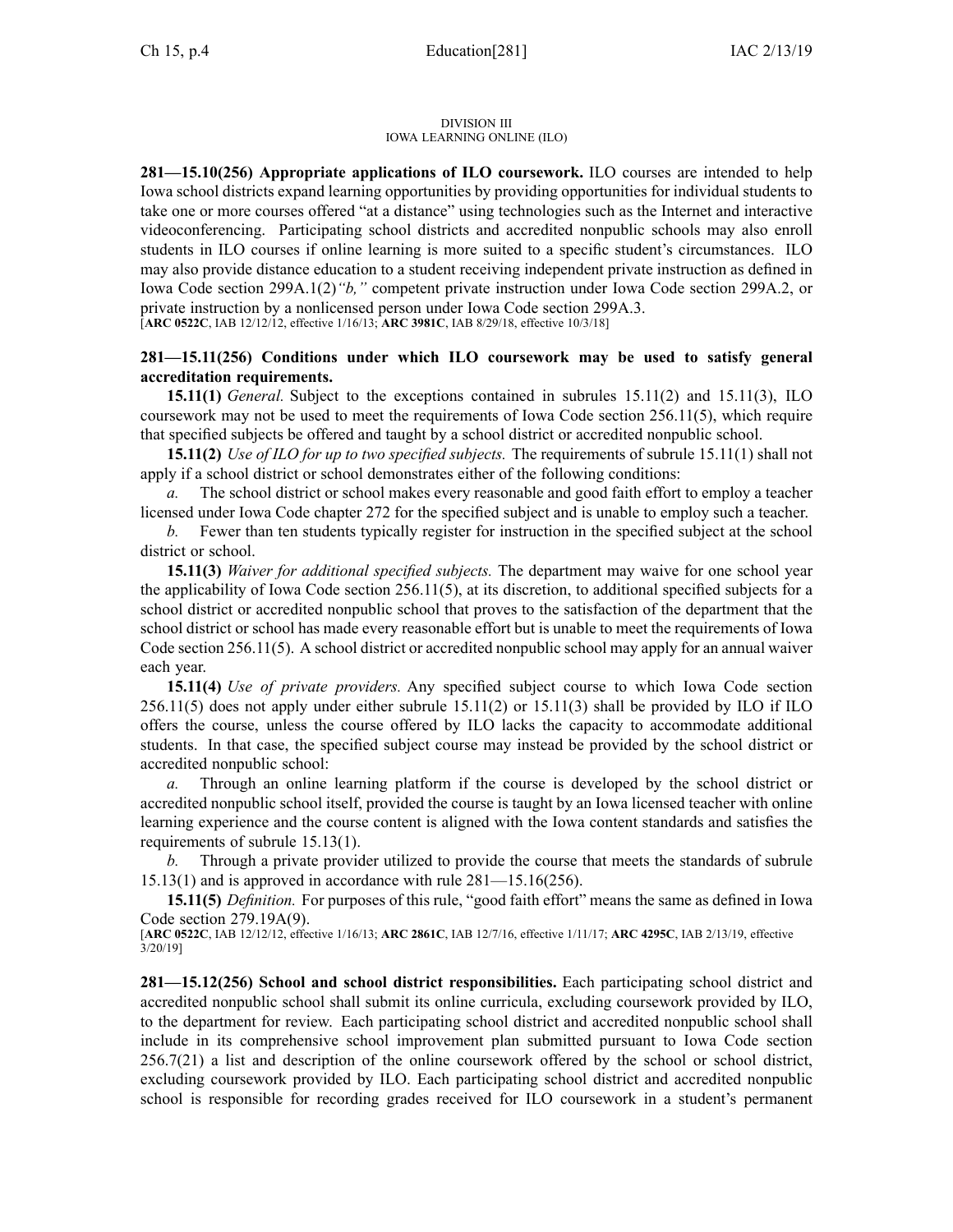DIVISION III
IOWA LEARNING ONLINE (ILO)

**281—15.10(256) Appropriate applications of ILO coursework.** ILO courses are intended to help Iowa school districts expand learning opportunities by providing opportunities for individual students to take one or more courses offered "at a distance" using technologies such as the Internet and interactive videoconferencing. Participating school districts and accredited nonpublic schools may also enroll students in ILO courses if online learning is more suited to a specific student's circumstances. ILO may also provide distance education to a student receiving independent private instruction as defined in Iowa Code section 299A.1(2)*"b,"* competent private instruction under Iowa Code section 299A.2, or private instruction by a nonlicensed person under Iowa Code section 299A.3.
[**ARC 0522C**, IAB 12/12/12, effective 1/16/13; **ARC 3981C**, IAB 8/29/18, effective 10/3/18]

**281—15.11(256) Conditions under which ILO coursework may be used to satisfy general accreditation requirements.**

**15.11(1)** *General.* Subject to the exceptions contained in subrules 15.11(2) and 15.11(3), ILO coursework may not be used to meet the requirements of Iowa Code section 256.11(5), which require that specified subjects be offered and taught by a school district or accredited nonpublic school.

**15.11(2)** *Use of ILO for up to two specified subjects.* The requirements of subrule 15.11(1) shall not apply if a school district or school demonstrates either of the following conditions:

*a.* The school district or school makes every reasonable and good faith effort to employ a teacher licensed under Iowa Code chapter 272 for the specified subject and is unable to employ such a teacher.

*b.* Fewer than ten students typically register for instruction in the specified subject at the school district or school.

**15.11(3)** *Waiver for additional specified subjects.* The department may waive for one school year the applicability of Iowa Code section 256.11(5), at its discretion, to additional specified subjects for a school district or accredited nonpublic school that proves to the satisfaction of the department that the school district or school has made every reasonable effort but is unable to meet the requirements of Iowa Code section 256.11(5). A school district or accredited nonpublic school may apply for an annual waiver each year.

**15.11(4)** *Use of private providers.* Any specified subject course to which Iowa Code section 256.11(5) does not apply under either subrule 15.11(2) or 15.11(3) shall be provided by ILO if ILO offers the course, unless the course offered by ILO lacks the capacity to accommodate additional students. In that case, the specified subject course may instead be provided by the school district or accredited nonpublic school:

*a.* Through an online learning platform if the course is developed by the school district or accredited nonpublic school itself, provided the course is taught by an Iowa licensed teacher with online learning experience and the course content is aligned with the Iowa content standards and satisfies the requirements of subrule 15.13(1).

*b.* Through a private provider utilized to provide the course that meets the standards of subrule 15.13(1) and is approved in accordance with rule 281—15.16(256).

**15.11(5)** *Definition.* For purposes of this rule, "good faith effort" means the same as defined in Iowa Code section 279.19A(9).
[**ARC 0522C**, IAB 12/12/12, effective 1/16/13; **ARC 2861C**, IAB 12/7/16, effective 1/11/17; **ARC 4295C**, IAB 2/13/19, effective 3/20/19]

**281—15.12(256) School and school district responsibilities.** Each participating school district and accredited nonpublic school shall submit its online curricula, excluding coursework provided by ILO, to the department for review. Each participating school district and accredited nonpublic school shall include in its comprehensive school improvement plan submitted pursuant to Iowa Code section 256.7(21) a list and description of the online coursework offered by the school or school district, excluding coursework provided by ILO. Each participating school district and accredited nonpublic school is responsible for recording grades received for ILO coursework in a student's permanent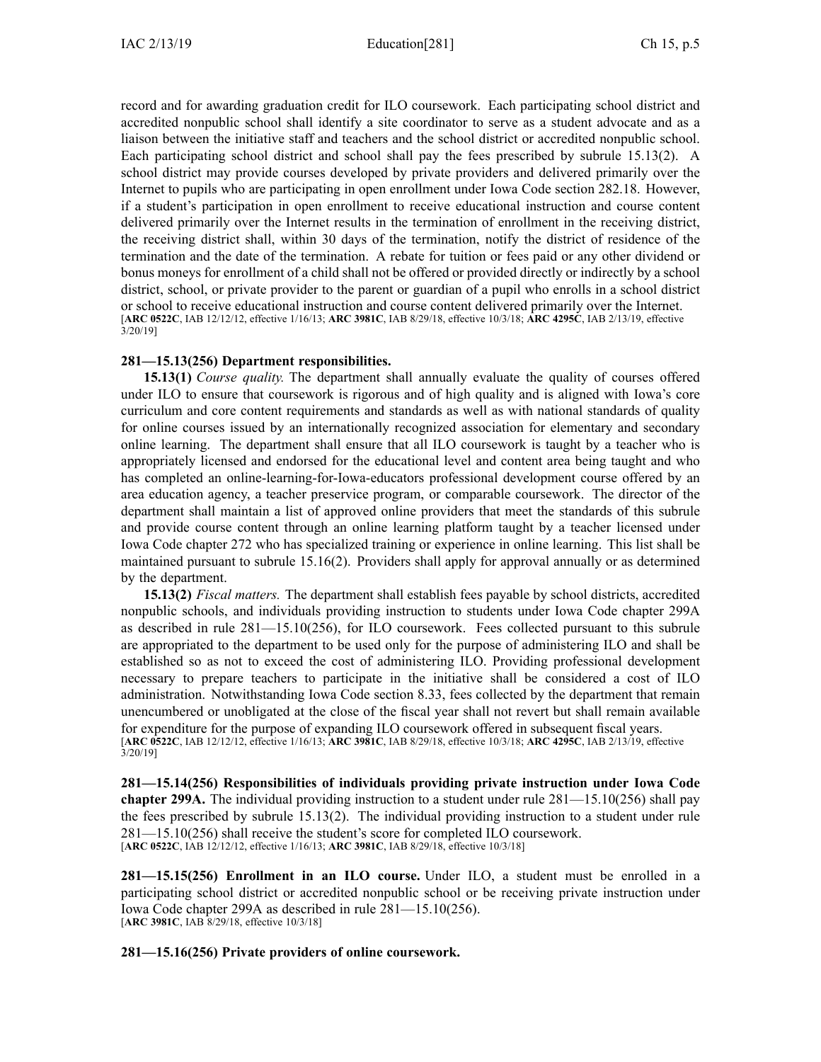record and for awarding graduation credit for ILO coursework. Each participating school district and accredited nonpublic school shall identify a site coordinator to serve as a student advocate and as a liaison between the initiative staff and teachers and the school district or accredited nonpublic school. Each participating school district and school shall pay the fees prescribed by subrule 15.13(2). A school district may provide courses developed by private providers and delivered primarily over the Internet to pupils who are participating in open enrollment under Iowa Code section 282.18. However, if a student's participation in open enrollment to receive educational instruction and course content delivered primarily over the Internet results in the termination of enrollment in the receiving district, the receiving district shall, within 30 days of the termination, notify the district of residence of the termination and the date of the termination. A rebate for tuition or fees paid or any other dividend or bonus moneys for enrollment of a child shall not be offered or provided directly or indirectly by a school district, school, or private provider to the parent or guardian of a pupil who enrolls in a school district or school to receive educational instruction and course content delivered primarily over the Internet.
[**ARC 0522C**, IAB 12/12/12, effective 1/16/13; **ARC 3981C**, IAB 8/29/18, effective 10/3/18; **ARC 4295C**, IAB 2/13/19, effective 3/20/19]

**281—15.13(256) Department responsibilities.**

**15.13(1)** *Course quality.* The department shall annually evaluate the quality of courses offered under ILO to ensure that coursework is rigorous and of high quality and is aligned with Iowa's core curriculum and core content requirements and standards as well as with national standards of quality for online courses issued by an internationally recognized association for elementary and secondary online learning. The department shall ensure that all ILO coursework is taught by a teacher who is appropriately licensed and endorsed for the educational level and content area being taught and who has completed an online-learning-for-Iowa-educators professional development course offered by an area education agency, a teacher preservice program, or comparable coursework. The director of the department shall maintain a list of approved online providers that meet the standards of this subrule and provide course content through an online learning platform taught by a teacher licensed under Iowa Code chapter 272 who has specialized training or experience in online learning. This list shall be maintained pursuant to subrule 15.16(2). Providers shall apply for approval annually or as determined by the department.

**15.13(2)** *Fiscal matters.* The department shall establish fees payable by school districts, accredited nonpublic schools, and individuals providing instruction to students under Iowa Code chapter 299A as described in rule 281—15.10(256), for ILO coursework. Fees collected pursuant to this subrule are appropriated to the department to be used only for the purpose of administering ILO and shall be established so as not to exceed the cost of administering ILO. Providing professional development necessary to prepare teachers to participate in the initiative shall be considered a cost of ILO administration. Notwithstanding Iowa Code section 8.33, fees collected by the department that remain unencumbered or unobligated at the close of the fiscal year shall not revert but shall remain available for expenditure for the purpose of expanding ILO coursework offered in subsequent fiscal years.
[**ARC 0522C**, IAB 12/12/12, effective 1/16/13; **ARC 3981C**, IAB 8/29/18, effective 10/3/18; **ARC 4295C**, IAB 2/13/19, effective 3/20/19]

**281—15.14(256) Responsibilities of individuals providing private instruction under Iowa Code chapter 299A.** The individual providing instruction to a student under rule 281—15.10(256) shall pay the fees prescribed by subrule 15.13(2). The individual providing instruction to a student under rule 281—15.10(256) shall receive the student's score for completed ILO coursework.
[**ARC 0522C**, IAB 12/12/12, effective 1/16/13; **ARC 3981C**, IAB 8/29/18, effective 10/3/18]

**281—15.15(256) Enrollment in an ILO course.** Under ILO, a student must be enrolled in a participating school district or accredited nonpublic school or be receiving private instruction under Iowa Code chapter 299A as described in rule 281—15.10(256).
[**ARC 3981C**, IAB 8/29/18, effective 10/3/18]

**281—15.16(256) Private providers of online coursework.**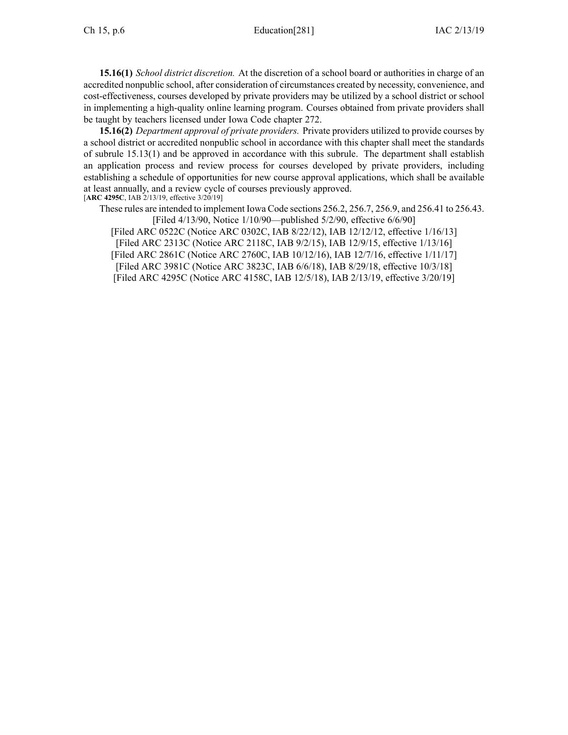**15.16(1)** *School district discretion.* At the discretion of a school board or authorities in charge of an accredited nonpublic school, after consideration of circumstances created by necessity, convenience, and cost-effectiveness, courses developed by private providers may be utilized by a school district or school in implementing a high-quality online learning program. Courses obtained from private providers shall be taught by teachers licensed under Iowa Code chapter 272.

**15.16(2)** *Department approval of private providers.* Private providers utilized to provide courses by a school district or accredited nonpublic school in accordance with this chapter shall meet the standards of subrule 15.13(1) and be approved in accordance with this subrule. The department shall establish an application process and review process for courses developed by private providers, including establishing a schedule of opportunities for new course approval applications, which shall be available at least annually, and a review cycle of courses previously approved.
[**ARC 4295C**, IAB 2/13/19, effective 3/20/19]

These rules are intended to implement Iowa Code sections 256.2, 256.7, 256.9, and 256.41 to 256.43.

[Filed 4/13/90, Notice 1/10/90—published 5/2/90, effective 6/6/90]
[Filed ARC 0522C (Notice ARC 0302C, IAB 8/22/12), IAB 12/12/12, effective 1/16/13]
[Filed ARC 2313C (Notice ARC 2118C, IAB 9/2/15), IAB 12/9/15, effective 1/13/16]
[Filed ARC 2861C (Notice ARC 2760C, IAB 10/12/16), IAB 12/7/16, effective 1/11/17]
[Filed ARC 3981C (Notice ARC 3823C, IAB 6/6/18), IAB 8/29/18, effective 10/3/18]
[Filed ARC 4295C (Notice ARC 4158C, IAB 12/5/18), IAB 2/13/19, effective 3/20/19]